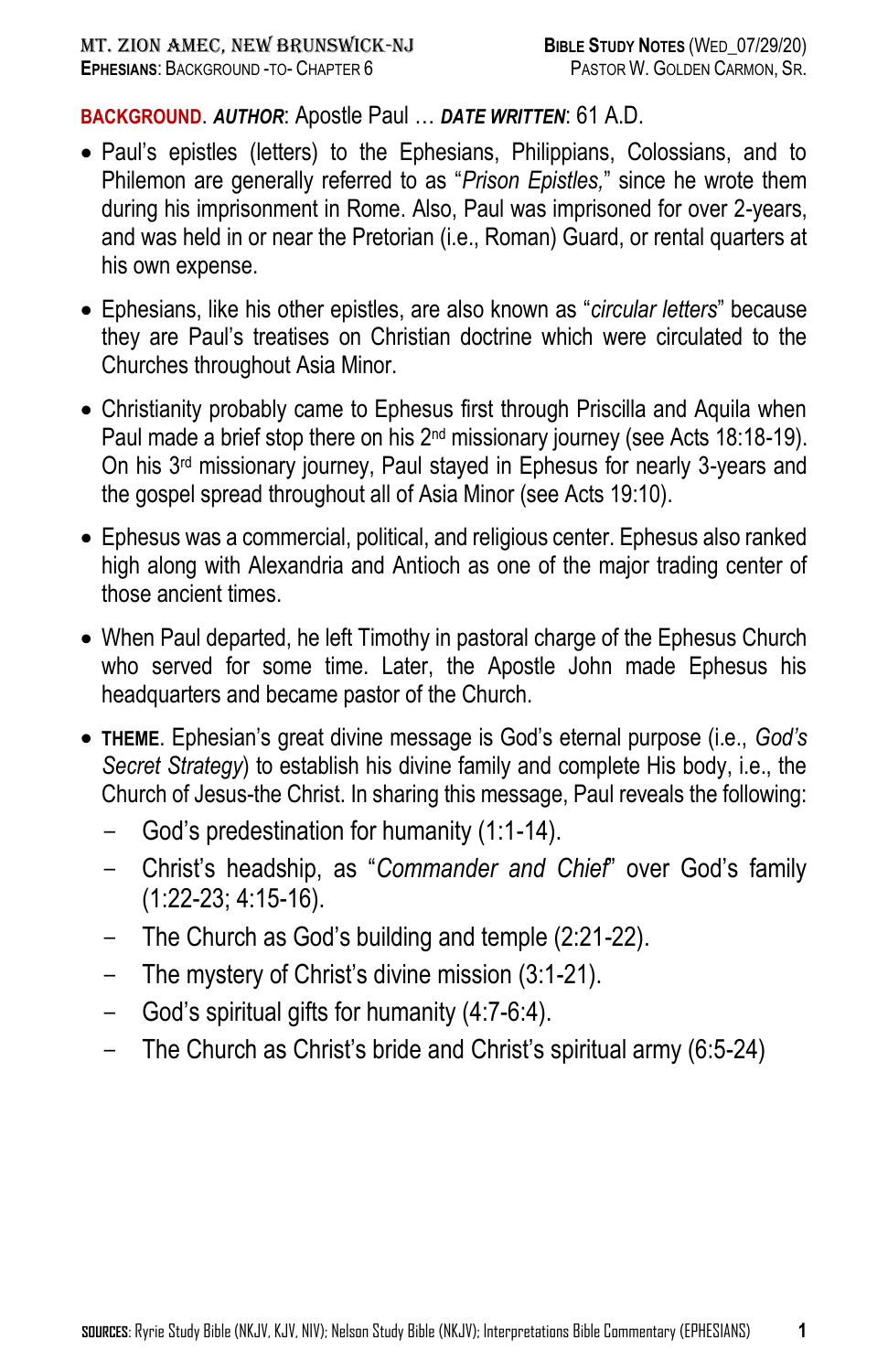**BACKGROUND**. ***AUTHOR***: Apostle Paul … ***DATE WRITTEN***: 61 A.D.

- Paul's epistles (letters) to the Ephesians, Philippians, Colossians, and to Philemon are generally referred to as "*Prison Epistles,*" since he wrote them during his imprisonment in Rome. Also, Paul was imprisoned for over 2-years, and was held in or near the Pretorian (i.e., Roman) Guard, or rental quarters at his own expense.

- Ephesians, like his other epistles, are also known as "*circular letters*" because they are Paul's treatises on Christian doctrine which were circulated to the Churches throughout Asia Minor.

- Christianity probably came to Ephesus first through Priscilla and Aquila when Paul made a brief stop there on his 2nd missionary journey (see Acts 18:18-19). On his 3rd missionary journey, Paul stayed in Ephesus for nearly 3-years and the gospel spread throughout all of Asia Minor (see Acts 19:10).

- Ephesus was a commercial, political, and religious center. Ephesus also ranked high along with Alexandria and Antioch as one of the major trading center of those ancient times.

- When Paul departed, he left Timothy in pastoral charge of the Ephesus Church who served for some time. Later, the Apostle John made Ephesus his headquarters and became pastor of the Church.

- **THEME**. Ephesian's great divine message is God's eternal purpose (i.e., *God's Secret Strategy*) to establish his divine family and complete His body, i.e., the Church of Jesus-the Christ. In sharing this message, Paul reveals the following:
  - God's predestination for humanity (1:1-14).
  - Christ's headship, as "*Commander and Chief*" over God's family (1:22-23; 4:15-16).
  - The Church as God's building and temple (2:21-22).
  - The mystery of Christ's divine mission (3:1-21).
  - God's spiritual gifts for humanity (4:7-6:4).
  - The Church as Christ's bride and Christ's spiritual army (6:5-24)

**SOURCES**: Ryrie Study Bible (NKJV, KJV, NIV); Nelson Study Bible (NKJV); Interpretations Bible Commentary (EPHESIANS)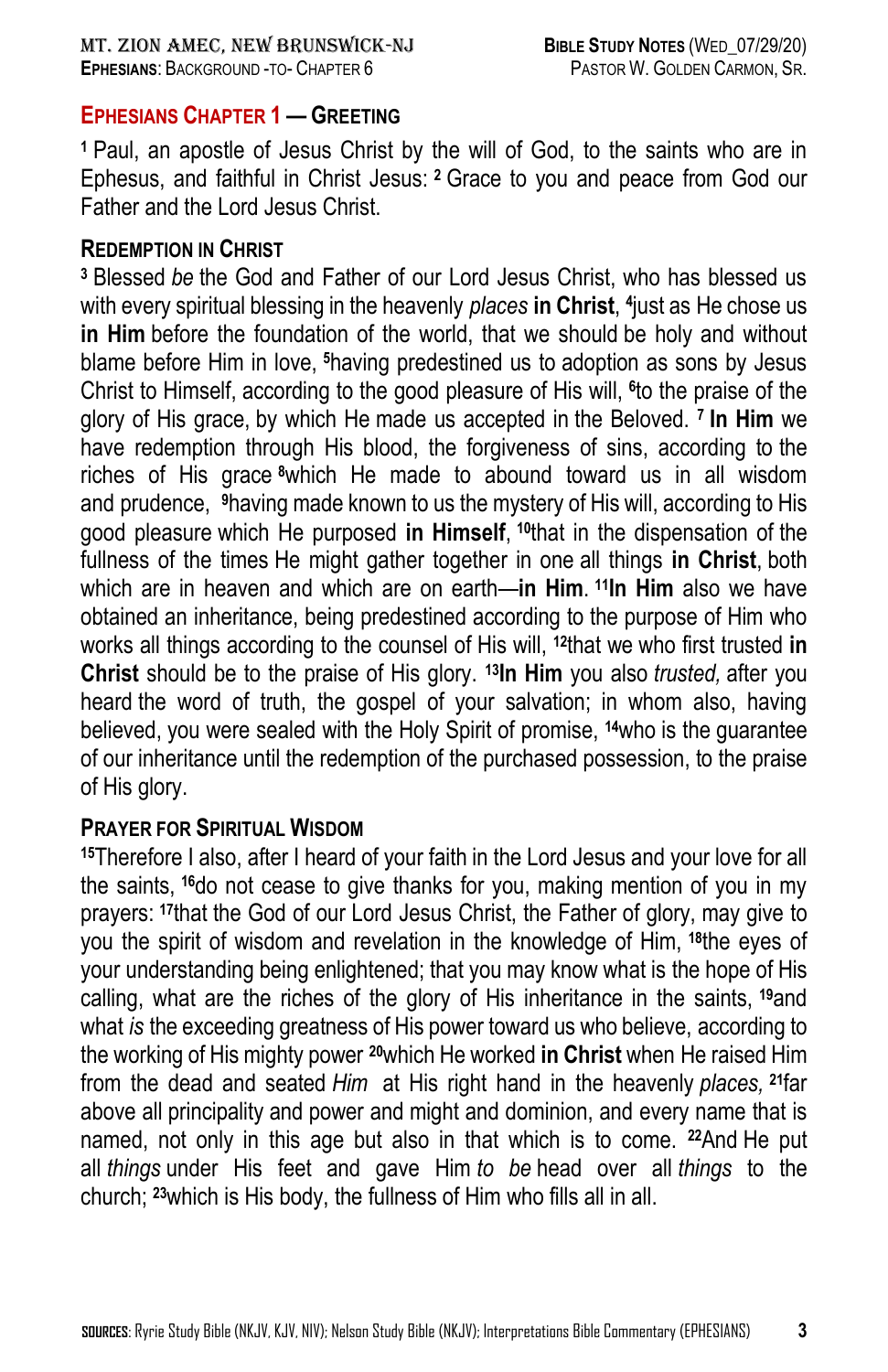## EPHESIANS CHAPTER 1 — GREETING

[1] Paul, an apostle of Jesus Christ by the will of God, to the saints who are in Ephesus, and faithful in Christ Jesus: [2] Grace to you and peace from God our Father and the Lord Jesus Christ.

### REDEMPTION IN CHRIST

[3] Blessed *be* the God and Father of our Lord Jesus Christ, who has blessed us with every spiritual blessing in the heavenly *places* **in Christ**, [4]just as He chose us **in Him** before the foundation of the world, that we should be holy and without blame before Him in love, [5]having predestined us to adoption as sons by Jesus Christ to Himself, according to the good pleasure of His will, [6]to the praise of the glory of His grace, by which He made us accepted in the Beloved. [7] **In Him** we have redemption through His blood, the forgiveness of sins, according to the riches of His grace [8]which He made to abound toward us in all wisdom and prudence, [9]having made known to us the mystery of His will, according to His good pleasure which He purposed **in Himself**, [10]that in the dispensation of the fullness of the times He might gather together in one all things **in Christ**, both which are in heaven and which are on earth—**in Him**. [11]**In Him** also we have obtained an inheritance, being predestined according to the purpose of Him who works all things according to the counsel of His will, [12]that we who first trusted **in Christ** should be to the praise of His glory. [13]**In Him** you also *trusted,* after you heard the word of truth, the gospel of your salvation; in whom also, having believed, you were sealed with the Holy Spirit of promise, [14]who is the guarantee of our inheritance until the redemption of the purchased possession, to the praise of His glory.

### PRAYER FOR SPIRITUAL WISDOM

[15]Therefore I also, after I heard of your faith in the Lord Jesus and your love for all the saints, [16]do not cease to give thanks for you, making mention of you in my prayers: [17]that the God of our Lord Jesus Christ, the Father of glory, may give to you the spirit of wisdom and revelation in the knowledge of Him, [18]the eyes of your understanding being enlightened; that you may know what is the hope of His calling, what are the riches of the glory of His inheritance in the saints, [19]and what *is* the exceeding greatness of His power toward us who believe, according to the working of His mighty power [20]which He worked **in Christ** when He raised Him from the dead and seated *Him* at His right hand in the heavenly *places,* [21]far above all principality and power and might and dominion, and every name that is named, not only in this age but also in that which is to come. [22]And He put all *things* under His feet and gave Him *to be* head over all *things* to the church; [23]which is His body, the fullness of Him who fills all in all.

**SOURCES**: Ryrie Study Bible (NKJV, KJV, NIV); Nelson Study Bible (NKJV); Interpretations Bible Commentary (EPHESIANS)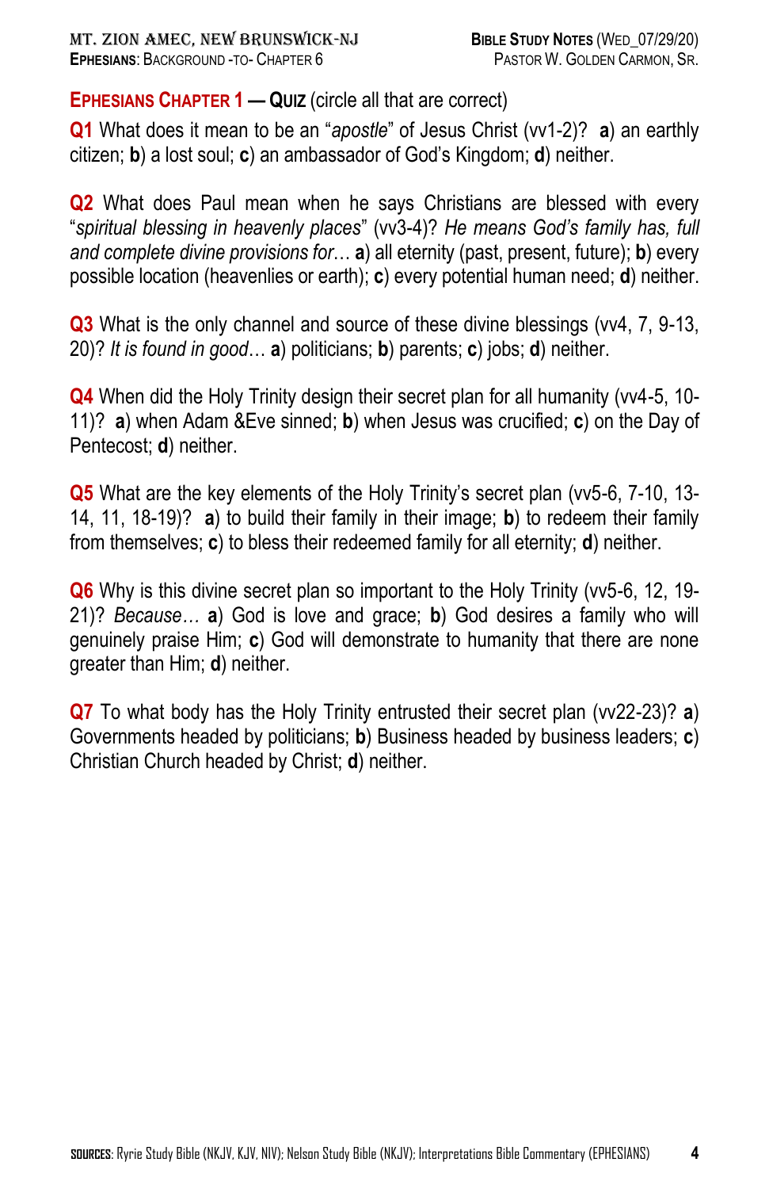## Ephesians Chapter 1 — Quiz (circle all that are correct)

**Q1** What does it mean to be an "*apostle*" of Jesus Christ (vv1-2)? **a**) an earthly citizen; **b**) a lost soul; **c**) an ambassador of God's Kingdom; **d**) neither.

**Q2** What does Paul mean when he says Christians are blessed with every "*spiritual blessing in heavenly places*" (vv3-4)? *He means God's family has, full and complete divine provisions for*… **a**) all eternity (past, present, future); **b**) every possible location (heavenlies or earth); **c**) every potential human need; **d**) neither.

**Q3** What is the only channel and source of these divine blessings (vv4, 7, 9-13, 20)? *It is found in good*… **a**) politicians; **b**) parents; **c**) jobs; **d**) neither.

**Q4** When did the Holy Trinity design their secret plan for all humanity (vv4-5, 10-11)? **a**) when Adam &Eve sinned; **b**) when Jesus was crucified; **c**) on the Day of Pentecost; **d**) neither.

**Q5** What are the key elements of the Holy Trinity's secret plan (vv5-6, 7-10, 13-14, 11, 18-19)? **a**) to build their family in their image; **b**) to redeem their family from themselves; **c**) to bless their redeemed family for all eternity; **d**) neither.

**Q6** Why is this divine secret plan so important to the Holy Trinity (vv5-6, 12, 19-21)? *Because*… **a**) God is love and grace; **b**) God desires a family who will genuinely praise Him; **c**) God will demonstrate to humanity that there are none greater than Him; **d**) neither.

**Q7** To what body has the Holy Trinity entrusted their secret plan (vv22-23)? **a**) Governments headed by politicians; **b**) Business headed by business leaders; **c**) Christian Church headed by Christ; **d**) neither.

**Sources**: Ryrie Study Bible (NKJV, KJV, NIV); Nelson Study Bible (NKJV); Interpretations Bible Commentary (EPHESIANS)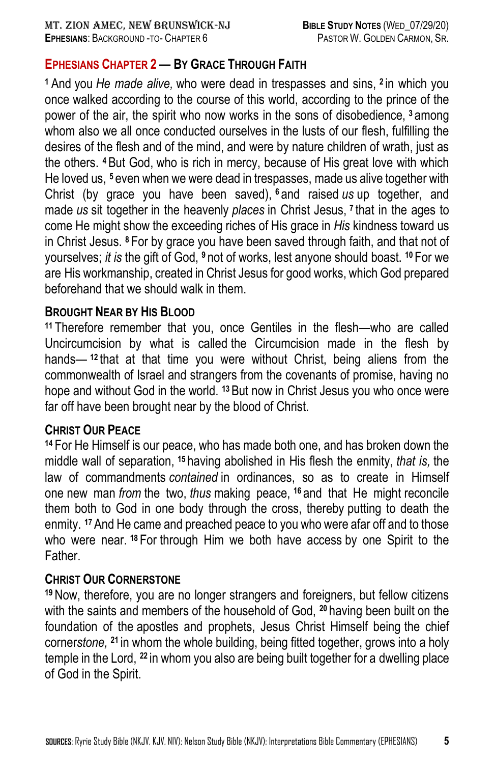## Ephesians Chapter 2 — By Grace Through Faith

[1] And you *He made alive,* who were dead in trespasses and sins, [2] in which you once walked according to the course of this world, according to the prince of the power of the air, the spirit who now works in the sons of disobedience, [3] among whom also we all once conducted ourselves in the lusts of our flesh, fulfilling the desires of the flesh and of the mind, and were by nature children of wrath, just as the others. [4] But God, who is rich in mercy, because of His great love with which He loved us, [5] even when we were dead in trespasses, made us alive together with Christ (by grace you have been saved), [6] and raised *us* up together, and made *us* sit together in the heavenly *places* in Christ Jesus, [7] that in the ages to come He might show the exceeding riches of His grace in *His* kindness toward us in Christ Jesus. [8] For by grace you have been saved through faith, and that not of yourselves; *it is* the gift of God, [9] not of works, lest anyone should boast. [10] For we are His workmanship, created in Christ Jesus for good works, which God prepared beforehand that we should walk in them.

### Brought Near by His Blood

[11] Therefore remember that you, once Gentiles in the flesh—who are called Uncircumcision by what is called the Circumcision made in the flesh by hands— [12] that at that time you were without Christ, being aliens from the commonwealth of Israel and strangers from the covenants of promise, having no hope and without God in the world. [13] But now in Christ Jesus you who once were far off have been brought near by the blood of Christ.

### Christ Our Peace

[14] For He Himself is our peace, who has made both one, and has broken down the middle wall of separation, [15] having abolished in His flesh the enmity, *that is,* the law of commandments *contained* in ordinances, so as to create in Himself one new man *from* the two, *thus* making peace, [16] and that He might reconcile them both to God in one body through the cross, thereby putting to death the enmity. [17] And He came and preached peace to you who were afar off and to those who were near. [18] For through Him we both have access by one Spirit to the Father.

### Christ Our Cornerstone

[19] Now, therefore, you are no longer strangers and foreigners, but fellow citizens with the saints and members of the household of God, [20] having been built on the foundation of the apostles and prophets, Jesus Christ Himself being the chief corner*stone,* [21] in whom the whole building, being fitted together, grows into a holy temple in the Lord, [22] in whom you also are being built together for a dwelling place of God in the Spirit.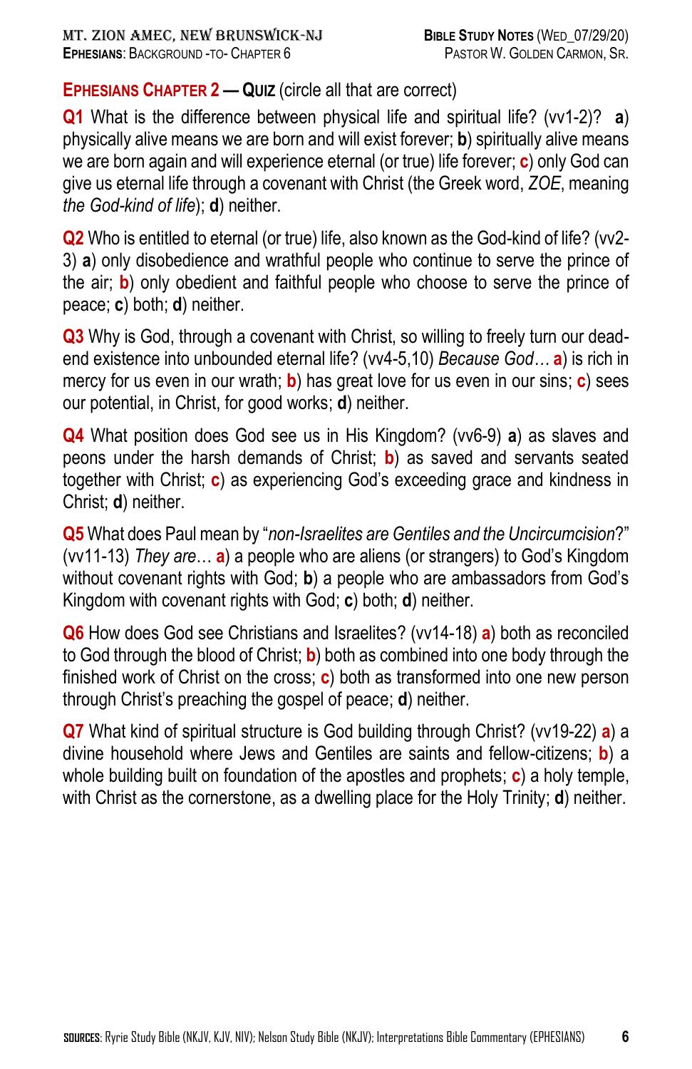## EPHESIANS CHAPTER 2 — QUIZ (circle all that are correct)

**Q1** What is the difference between physical life and spiritual life? (vv1-2)? **a**) physically alive means we are born and will exist forever; **b**) spiritually alive means we are born again and will experience eternal (or true) life forever; **c**) only God can give us eternal life through a covenant with Christ (the Greek word, *ZOE*, meaning *the God-kind of life*); **d**) neither.

**Q2** Who is entitled to eternal (or true) life, also known as the God-kind of life? (vv2-3) **a**) only disobedience and wrathful people who continue to serve the prince of the air; **b**) only obedient and faithful people who choose to serve the prince of peace; **c**) both; **d**) neither.

**Q3** Why is God, through a covenant with Christ, so willing to freely turn our dead-end existence into unbounded eternal life? (vv4-5,10) *Because God…* **a**) is rich in mercy for us even in our wrath; **b**) has great love for us even in our sins; **c**) sees our potential, in Christ, for good works; **d**) neither.

**Q4** What position does God see us in His Kingdom? (vv6-9) **a**) as slaves and peons under the harsh demands of Christ; **b**) as saved and servants seated together with Christ; **c**) as experiencing God's exceeding grace and kindness in Christ; **d**) neither.

**Q5** What does Paul mean by "*non-Israelites are Gentiles and the Uncircumcision*?" (vv11-13) *They are…* **a**) a people who are aliens (or strangers) to God's Kingdom without covenant rights with God; **b**) a people who are ambassadors from God's Kingdom with covenant rights with God; **c**) both; **d**) neither.

**Q6** How does God see Christians and Israelites? (vv14-18) **a**) both as reconciled to God through the blood of Christ; **b**) both as combined into one body through the finished work of Christ on the cross; **c**) both as transformed into one new person through Christ's preaching the gospel of peace; **d**) neither.

**Q7** What kind of spiritual structure is God building through Christ? (vv19-22) **a**) a divine household where Jews and Gentiles are saints and fellow-citizens; **b**) a whole building built on foundation of the apostles and prophets; **c**) a holy temple, with Christ as the cornerstone, as a dwelling place for the Holy Trinity; **d**) neither.

**SOURCES**: Ryrie Study Bible (NKJV, KJV, NIV); Nelson Study Bible (NKJV); Interpretations Bible Commentary (EPHESIANS)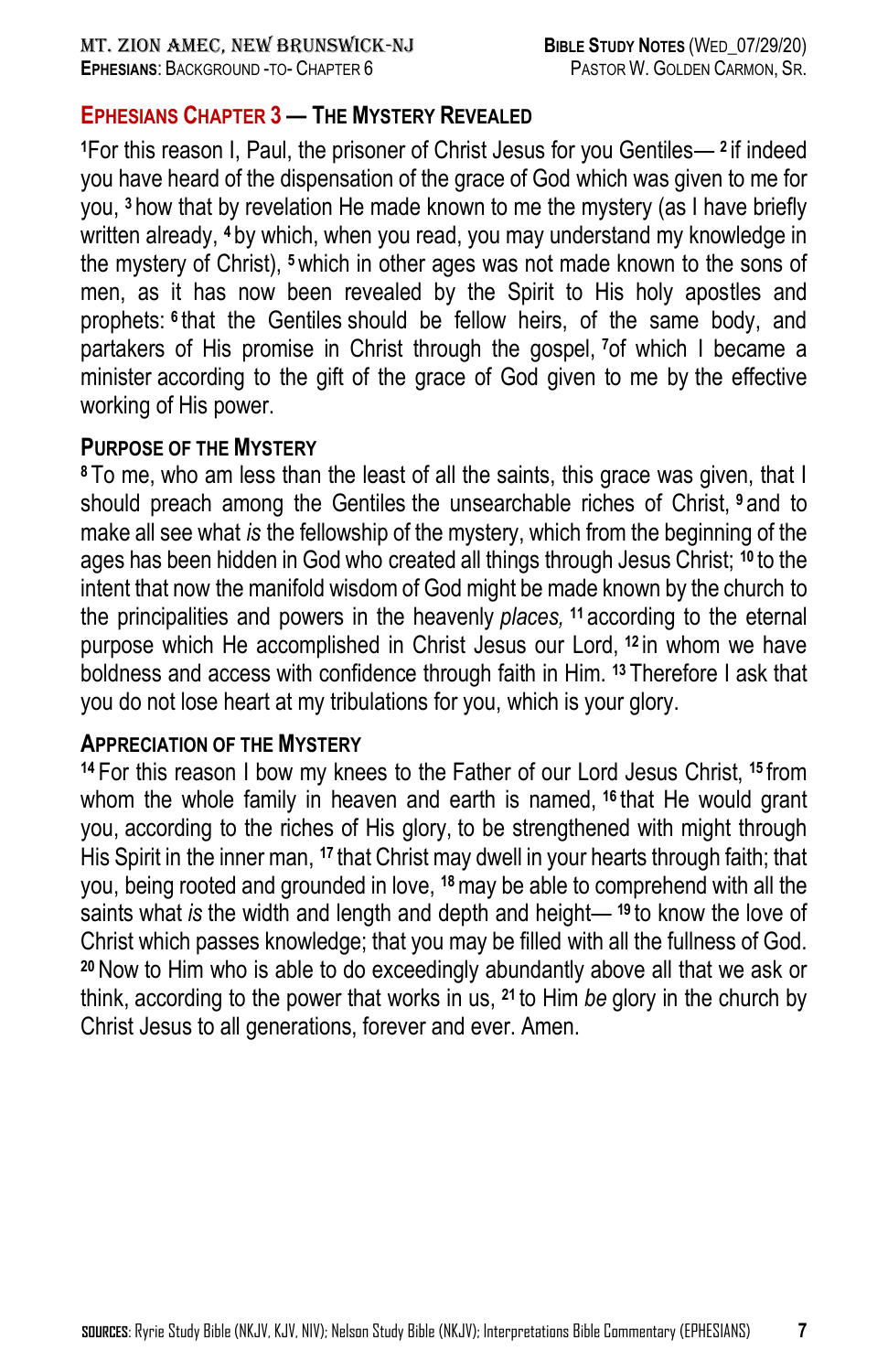## EPHESIANS CHAPTER 3 — THE MYSTERY REVEALED

[1]For this reason I, Paul, the prisoner of Christ Jesus for you Gentiles— [2] if indeed you have heard of the dispensation of the grace of God which was given to me for you, [3] how that by revelation He made known to me the mystery (as I have briefly written already, [4] by which, when you read, you may understand my knowledge in the mystery of Christ), [5] which in other ages was not made known to the sons of men, as it has now been revealed by the Spirit to His holy apostles and prophets: [6] that the Gentiles should be fellow heirs, of the same body, and partakers of His promise in Christ through the gospel, [7]of which I became a minister according to the gift of the grace of God given to me by the effective working of His power.

### PURPOSE OF THE MYSTERY

[8] To me, who am less than the least of all the saints, this grace was given, that I should preach among the Gentiles the unsearchable riches of Christ, [9] and to make all see what *is* the fellowship of the mystery, which from the beginning of the ages has been hidden in God who created all things through Jesus Christ; [10] to the intent that now the manifold wisdom of God might be made known by the church to the principalities and powers in the heavenly *places,* [11] according to the eternal purpose which He accomplished in Christ Jesus our Lord, [12] in whom we have boldness and access with confidence through faith in Him. [13] Therefore I ask that you do not lose heart at my tribulations for you, which is your glory.

### APPRECIATION OF THE MYSTERY

[14] For this reason I bow my knees to the Father of our Lord Jesus Christ, [15] from whom the whole family in heaven and earth is named, [16] that He would grant you, according to the riches of His glory, to be strengthened with might through His Spirit in the inner man, [17] that Christ may dwell in your hearts through faith; that you, being rooted and grounded in love, [18] may be able to comprehend with all the saints what *is* the width and length and depth and height— [19] to know the love of Christ which passes knowledge; that you may be filled with all the fullness of God. [20] Now to Him who is able to do exceedingly abundantly above all that we ask or think, according to the power that works in us, [21] to Him *be* glory in the church by Christ Jesus to all generations, forever and ever. Amen.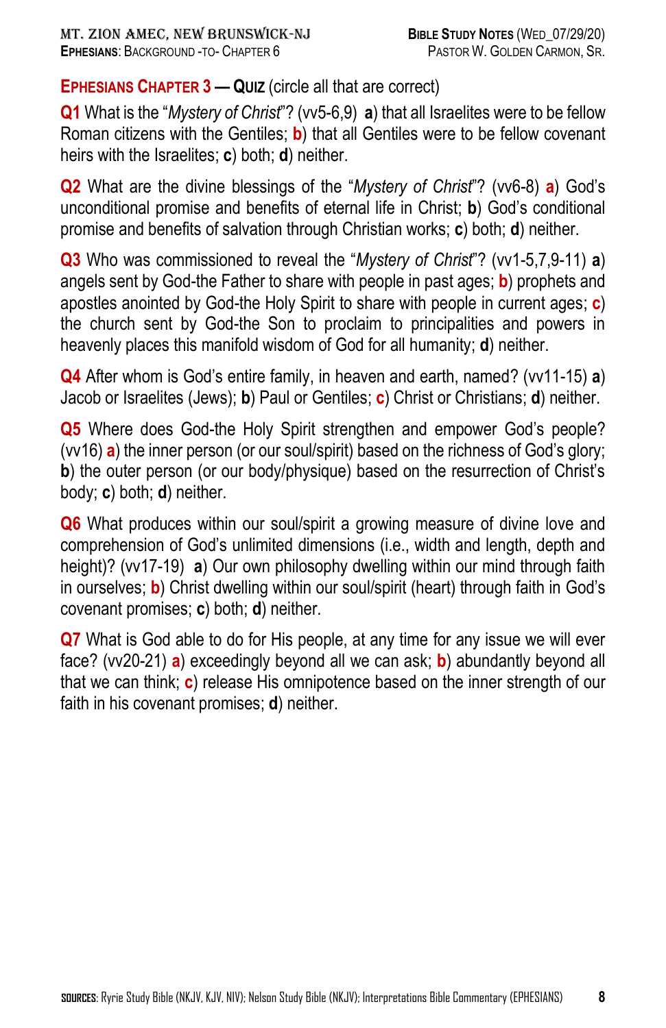## EPHESIANS CHAPTER 3 — QUIZ (circle all that are correct)

**Q1** What is the "*Mystery of Christ*"? (vv5-6,9) **a**) that all Israelites were to be fellow Roman citizens with the Gentiles; **b**) that all Gentiles were to be fellow covenant heirs with the Israelites; **c**) both; **d**) neither.

**Q2** What are the divine blessings of the "*Mystery of Christ*"? (vv6-8) **a**) God's unconditional promise and benefits of eternal life in Christ; **b**) God's conditional promise and benefits of salvation through Christian works; **c**) both; **d**) neither.

**Q3** Who was commissioned to reveal the "*Mystery of Christ*"? (vv1-5,7,9-11) **a**) angels sent by God-the Father to share with people in past ages; **b**) prophets and apostles anointed by God-the Holy Spirit to share with people in current ages; **c**) the church sent by God-the Son to proclaim to principalities and powers in heavenly places this manifold wisdom of God for all humanity; **d**) neither.

**Q4** After whom is God's entire family, in heaven and earth, named? (vv11-15) **a**) Jacob or Israelites (Jews); **b**) Paul or Gentiles; **c**) Christ or Christians; **d**) neither.

**Q5** Where does God-the Holy Spirit strengthen and empower God's people? (vv16) **a**) the inner person (or our soul/spirit) based on the richness of God's glory; **b**) the outer person (or our body/physique) based on the resurrection of Christ's body; **c**) both; **d**) neither.

**Q6** What produces within our soul/spirit a growing measure of divine love and comprehension of God's unlimited dimensions (i.e., width and length, depth and height)? (vv17-19) **a**) Our own philosophy dwelling within our mind through faith in ourselves; **b**) Christ dwelling within our soul/spirit (heart) through faith in God's covenant promises; **c**) both; **d**) neither.

**Q7** What is God able to do for His people, at any time for any issue we will ever face? (vv20-21) **a**) exceedingly beyond all we can ask; **b**) abundantly beyond all that we can think; **c**) release His omnipotence based on the inner strength of our faith in his covenant promises; **d**) neither.

**SOURCES**: Ryrie Study Bible (NKJV, KJV, NIV); Nelson Study Bible (NKJV); Interpretations Bible Commentary (EPHESIANS)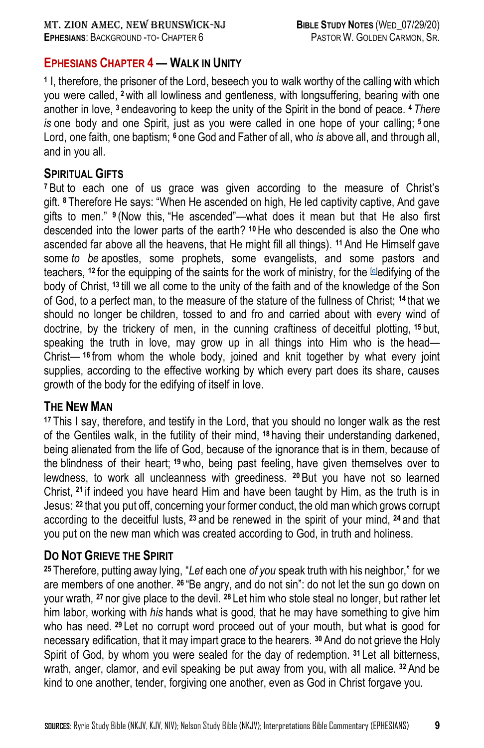## Ephesians Chapter 4 — Walk in Unity

[1] I, therefore, the prisoner of the Lord, beseech you to walk worthy of the calling with which you were called, [2] with all lowliness and gentleness, with longsuffering, bearing with one another in love, [3] endeavoring to keep the unity of the Spirit in the bond of peace. [4] *There is* one body and one Spirit, just as you were called in one hope of your calling; [5] one Lord, one faith, one baptism; [6] one God and Father of all, who *is* above all, and through all, and in you all.

### Spiritual Gifts

[7] But to each one of us grace was given according to the measure of Christ's gift. [8] Therefore He says: "When He ascended on high, He led captivity captive, And gave gifts to men." [9] (Now this, "He ascended"—what does it mean but that He also first descended into the lower parts of the earth? [10] He who descended is also the One who ascended far above all the heavens, that He might fill all things). [11] And He Himself gave some *to be* apostles, some prophets, some evangelists, and some pastors and teachers, [12] for the equipping of the saints for the work of ministry, for the [e]edifying of the body of Christ, [13] till we all come to the unity of the faith and of the knowledge of the Son of God, to a perfect man, to the measure of the stature of the fullness of Christ; [14] that we should no longer be children, tossed to and fro and carried about with every wind of doctrine, by the trickery of men, in the cunning craftiness of deceitful plotting, [15] but, speaking the truth in love, may grow up in all things into Him who is the head—Christ— [16] from whom the whole body, joined and knit together by what every joint supplies, according to the effective working by which every part does its share, causes growth of the body for the edifying of itself in love.

### The New Man

[17] This I say, therefore, and testify in the Lord, that you should no longer walk as the rest of the Gentiles walk, in the futility of their mind, [18] having their understanding darkened, being alienated from the life of God, because of the ignorance that is in them, because of the blindness of their heart; [19] who, being past feeling, have given themselves over to lewdness, to work all uncleanness with greediness. [20] But you have not so learned Christ, [21] if indeed you have heard Him and have been taught by Him, as the truth is in Jesus: [22] that you put off, concerning your former conduct, the old man which grows corrupt according to the deceitful lusts, [23] and be renewed in the spirit of your mind, [24] and that you put on the new man which was created according to God, in truth and holiness.

### Do Not Grieve the Spirit

[25] Therefore, putting away lying, "*Let* each one *of you* speak truth with his neighbor," for we are members of one another. [26] "Be angry, and do not sin": do not let the sun go down on your wrath, [27] nor give place to the devil. [28] Let him who stole steal no longer, but rather let him labor, working with *his* hands what is good, that he may have something to give him who has need. [29] Let no corrupt word proceed out of your mouth, but what is good for necessary edification, that it may impart grace to the hearers. [30] And do not grieve the Holy Spirit of God, by whom you were sealed for the day of redemption. [31] Let all bitterness, wrath, anger, clamor, and evil speaking be put away from you, with all malice. [32] And be kind to one another, tender, forgiving one another, even as God in Christ forgave you.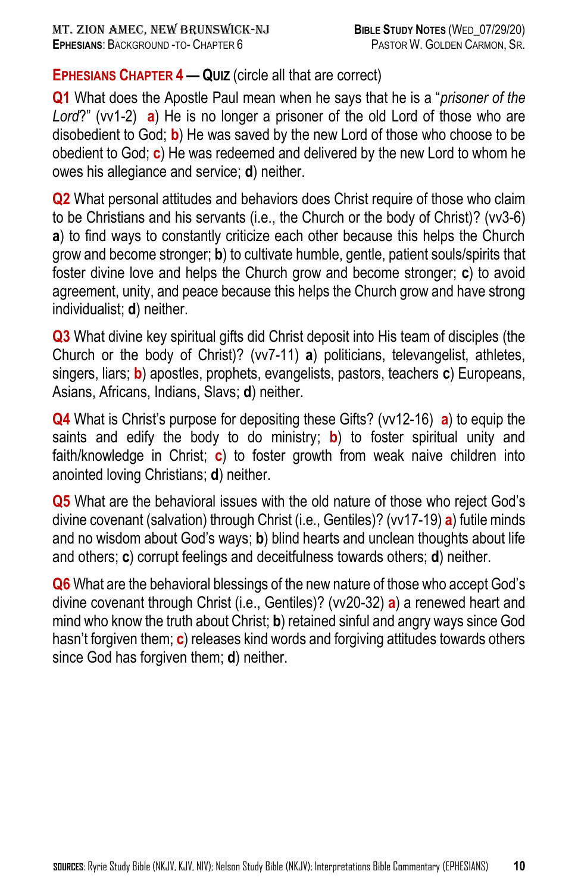## EPHESIANS CHAPTER 4 — QUIZ (circle all that are correct)

**Q1** What does the Apostle Paul mean when he says that he is a "*prisoner of the Lord*?" (vv1-2) **a**) He is no longer a prisoner of the old Lord of those who are disobedient to God; **b**) He was saved by the new Lord of those who choose to be obedient to God; **c**) He was redeemed and delivered by the new Lord to whom he owes his allegiance and service; **d**) neither.

**Q2** What personal attitudes and behaviors does Christ require of those who claim to be Christians and his servants (i.e., the Church or the body of Christ)? (vv3-6) **a**) to find ways to constantly criticize each other because this helps the Church grow and become stronger; **b**) to cultivate humble, gentle, patient souls/spirits that foster divine love and helps the Church grow and become stronger; **c**) to avoid agreement, unity, and peace because this helps the Church grow and have strong individualist; **d**) neither.

**Q3** What divine key spiritual gifts did Christ deposit into His team of disciples (the Church or the body of Christ)? (vv7-11) **a**) politicians, televangelist, athletes, singers, liars; **b**) apostles, prophets, evangelists, pastors, teachers **c**) Europeans, Asians, Africans, Indians, Slavs; **d**) neither.

**Q4** What is Christ's purpose for depositing these Gifts? (vv12-16) **a**) to equip the saints and edify the body to do ministry; **b**) to foster spiritual unity and faith/knowledge in Christ; **c**) to foster growth from weak naive children into anointed loving Christians; **d**) neither.

**Q5** What are the behavioral issues with the old nature of those who reject God's divine covenant (salvation) through Christ (i.e., Gentiles)? (vv17-19) **a**) futile minds and no wisdom about God's ways; **b**) blind hearts and unclean thoughts about life and others; **c**) corrupt feelings and deceitfulness towards others; **d**) neither.

**Q6** What are the behavioral blessings of the new nature of those who accept God's divine covenant through Christ (i.e., Gentiles)? (vv20-32) **a**) a renewed heart and mind who know the truth about Christ; **b**) retained sinful and angry ways since God hasn't forgiven them; **c**) releases kind words and forgiving attitudes towards others since God has forgiven them; **d**) neither.

**SOURCES**: Ryrie Study Bible (NKJV, KJV, NIV); Nelson Study Bible (NKJV); Interpretations Bible Commentary (EPHESIANS)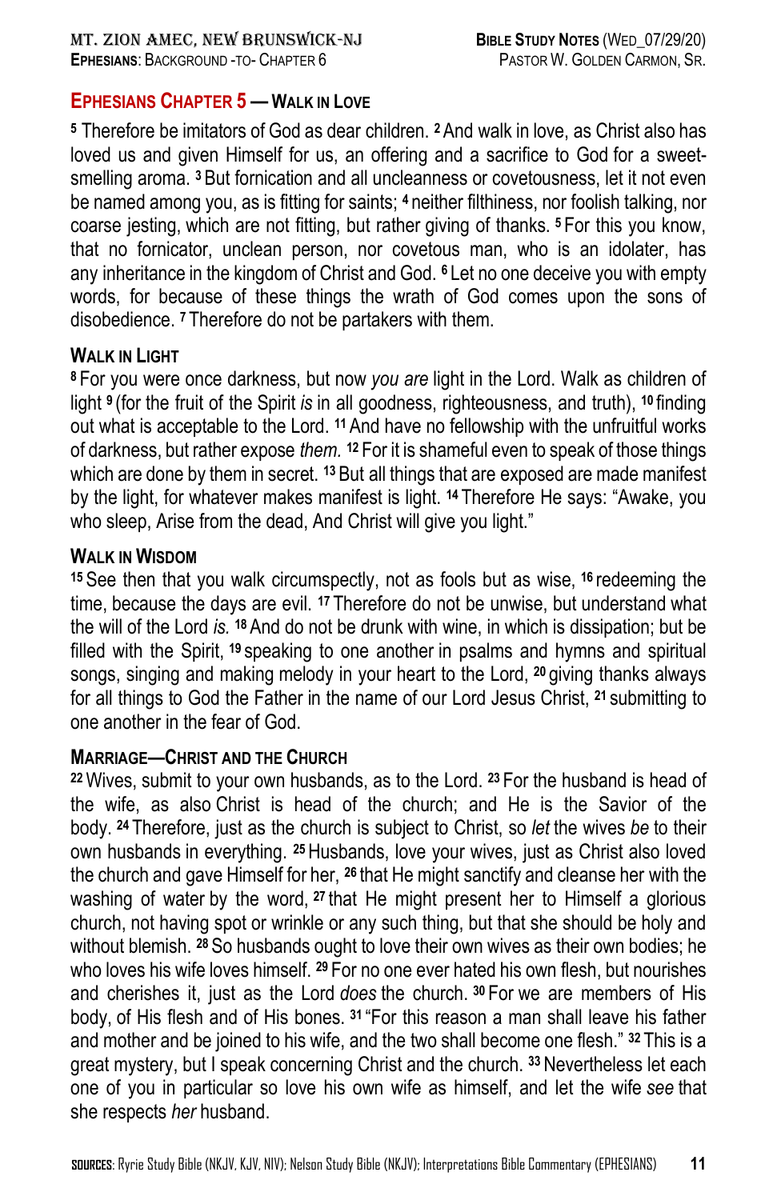## Ephesians Chapter 5 — Walk in Love

[5] Therefore be imitators of God as dear children. [2] And walk in love, as Christ also has loved us and given Himself for us, an offering and a sacrifice to God for a sweet-smelling aroma. [3] But fornication and all uncleanness or covetousness, let it not even be named among you, as is fitting for saints; [4] neither filthiness, nor foolish talking, nor coarse jesting, which are not fitting, but rather giving of thanks. [5] For this you know, that no fornicator, unclean person, nor covetous man, who is an idolater, has any inheritance in the kingdom of Christ and God. [6] Let no one deceive you with empty words, for because of these things the wrath of God comes upon the sons of disobedience. [7] Therefore do not be partakers with them.

### Walk in Light

[8] For you were once darkness, but now *you are* light in the Lord. Walk as children of light [9] (for the fruit of the Spirit *is* in all goodness, righteousness, and truth), [10] finding out what is acceptable to the Lord. [11] And have no fellowship with the unfruitful works of darkness, but rather expose *them.* [12] For it is shameful even to speak of those things which are done by them in secret. [13] But all things that are exposed are made manifest by the light, for whatever makes manifest is light. [14] Therefore He says: "Awake, you who sleep, Arise from the dead, And Christ will give you light."

### Walk in Wisdom

[15] See then that you walk circumspectly, not as fools but as wise, [16] redeeming the time, because the days are evil. [17] Therefore do not be unwise, but understand what the will of the Lord *is.* [18] And do not be drunk with wine, in which is dissipation; but be filled with the Spirit, [19] speaking to one another in psalms and hymns and spiritual songs, singing and making melody in your heart to the Lord, [20] giving thanks always for all things to God the Father in the name of our Lord Jesus Christ, [21] submitting to one another in the fear of God.

### Marriage—Christ and the Church

[22] Wives, submit to your own husbands, as to the Lord. [23] For the husband is head of the wife, as also Christ is head of the church; and He is the Savior of the body. [24] Therefore, just as the church is subject to Christ, so *let* the wives *be* to their own husbands in everything. [25] Husbands, love your wives, just as Christ also loved the church and gave Himself for her, [26] that He might sanctify and cleanse her with the washing of water by the word, [27] that He might present her to Himself a glorious church, not having spot or wrinkle or any such thing, but that she should be holy and without blemish. [28] So husbands ought to love their own wives as their own bodies; he who loves his wife loves himself. [29] For no one ever hated his own flesh, but nourishes and cherishes it, just as the Lord *does* the church. [30] For we are members of His body, of His flesh and of His bones. [31] "For this reason a man shall leave his father and mother and be joined to his wife, and the two shall become one flesh." [32] This is a great mystery, but I speak concerning Christ and the church. [33] Nevertheless let each one of you in particular so love his own wife as himself, and let the wife *see* that she respects *her* husband.

**Sources**: Ryrie Study Bible (NKJV, KJV, NIV); Nelson Study Bible (NKJV); Interpretations Bible Commentary (EPHESIANS)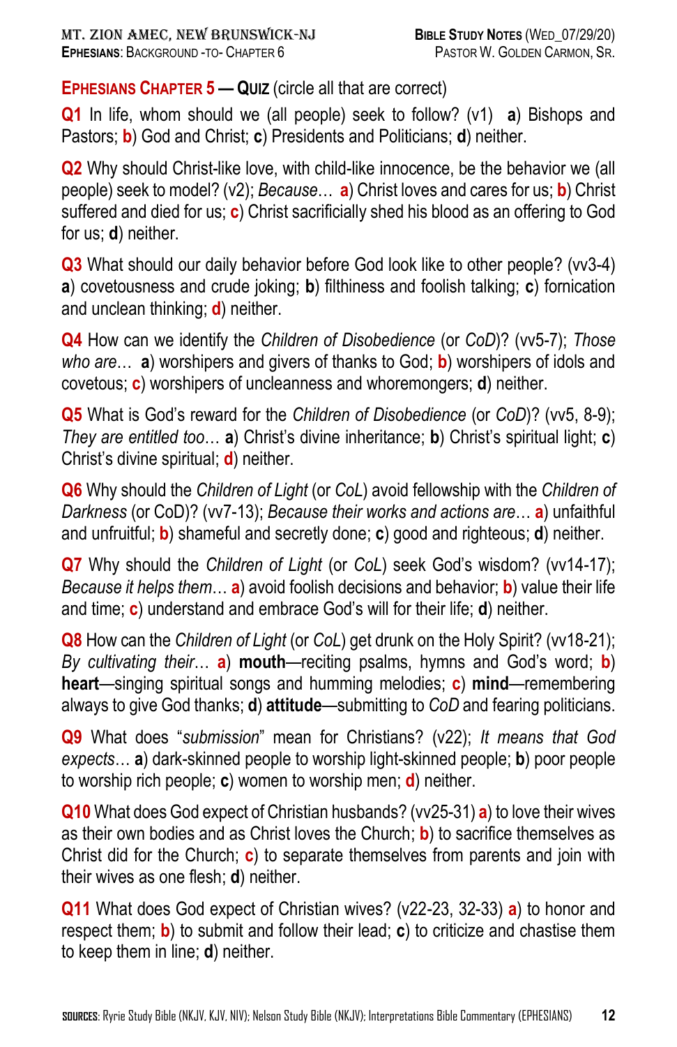## EPHESIANS CHAPTER 5 — QUIZ (circle all that are correct)

**Q1** In life, whom should we (all people) seek to follow? (v1) **a**) Bishops and Pastors; **b**) God and Christ; **c**) Presidents and Politicians; **d**) neither.

**Q2** Why should Christ-like love, with child-like innocence, be the behavior we (all people) seek to model? (v2); *Because*… **a**) Christ loves and cares for us; **b**) Christ suffered and died for us; **c**) Christ sacrificially shed his blood as an offering to God for us; **d**) neither.

**Q3** What should our daily behavior before God look like to other people? (vv3-4) **a**) covetousness and crude joking; **b**) filthiness and foolish talking; **c**) fornication and unclean thinking; **d**) neither.

**Q4** How can we identify the *Children of Disobedience* (or *CoD*)? (vv5-7); *Those who are*… **a**) worshipers and givers of thanks to God; **b**) worshipers of idols and covetous; **c**) worshipers of uncleanness and whoremongers; **d**) neither.

**Q5** What is God's reward for the *Children of Disobedience* (or *CoD*)? (vv5, 8-9); *They are entitled too*… **a**) Christ's divine inheritance; **b**) Christ's spiritual light; **c**) Christ's divine spiritual; **d**) neither.

**Q6** Why should the *Children of Light* (or *CoL*) avoid fellowship with the *Children of Darkness* (or CoD)? (vv7-13); *Because their works and actions are*… **a**) unfaithful and unfruitful; **b**) shameful and secretly done; **c**) good and righteous; **d**) neither.

**Q7** Why should the *Children of Light* (or *CoL*) seek God's wisdom? (vv14-17); *Because it helps them*… **a**) avoid foolish decisions and behavior; **b**) value their life and time; **c**) understand and embrace God's will for their life; **d**) neither.

**Q8** How can the *Children of Light* (or *CoL*) get drunk on the Holy Spirit? (vv18-21); *By cultivating their*… **a**) **mouth**—reciting psalms, hymns and God's word; **b**) **heart**—singing spiritual songs and humming melodies; **c**) **mind**—remembering always to give God thanks; **d**) **attitude**—submitting to *CoD* and fearing politicians.

**Q9** What does "*submission*" mean for Christians? (v22); *It means that God expects*… **a**) dark-skinned people to worship light-skinned people; **b**) poor people to worship rich people; **c**) women to worship men; **d**) neither.

**Q10** What does God expect of Christian husbands? (vv25-31) **a**) to love their wives as their own bodies and as Christ loves the Church; **b**) to sacrifice themselves as Christ did for the Church; **c**) to separate themselves from parents and join with their wives as one flesh; **d**) neither.

**Q11** What does God expect of Christian wives? (v22-23, 32-33) **a**) to honor and respect them; **b**) to submit and follow their lead; **c**) to criticize and chastise them to keep them in line; **d**) neither.

**SOURCES**: Ryrie Study Bible (NKJV, KJV, NIV); Nelson Study Bible (NKJV); Interpretations Bible Commentary (EPHESIANS)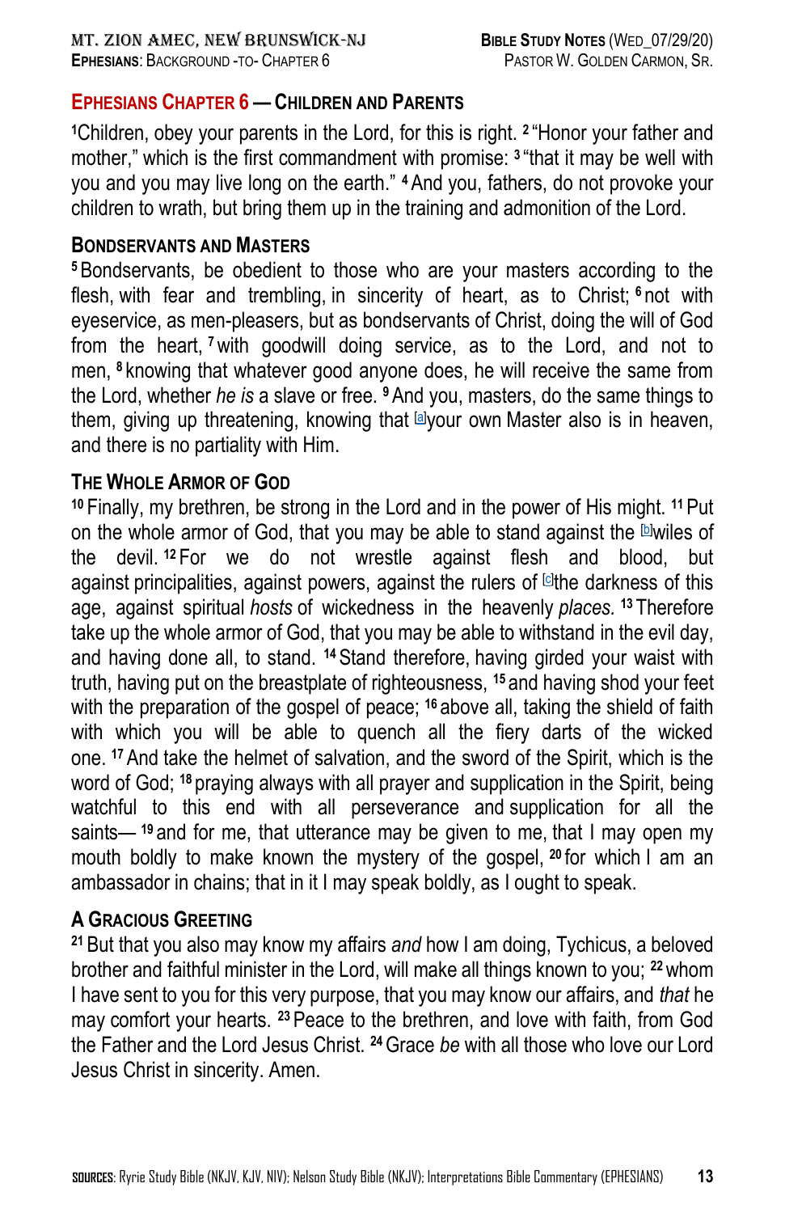## EPHESIANS CHAPTER 6 — CHILDREN AND PARENTS

[1]Children, obey your parents in the Lord, for this is right. [2]"Honor your father and mother," which is the first commandment with promise: [3]"that it may be well with you and you may live long on the earth." [4]And you, fathers, do not provoke your children to wrath, but bring them up in the training and admonition of the Lord.

### BONDSERVANTS AND MASTERS

[5]Bondservants, be obedient to those who are your masters according to the flesh, with fear and trembling, in sincerity of heart, as to Christ; [6]not with eyeservice, as men-pleasers, but as bondservants of Christ, doing the will of God from the heart, [7]with goodwill doing service, as to the Lord, and not to men, [8]knowing that whatever good anyone does, he will receive the same from the Lord, whether *he is* a slave or free. [9]And you, masters, do the same things to them, giving up threatening, knowing that [a]your own Master also is in heaven, and there is no partiality with Him.

### THE WHOLE ARMOR OF GOD

[10]Finally, my brethren, be strong in the Lord and in the power of His might. [11]Put on the whole armor of God, that you may be able to stand against the [b]wiles of the devil. [12]For we do not wrestle against flesh and blood, but against principalities, against powers, against the rulers of [c]the darkness of this age, against spiritual *hosts* of wickedness in the heavenly *places.* [13]Therefore take up the whole armor of God, that you may be able to withstand in the evil day, and having done all, to stand. [14]Stand therefore, having girded your waist with truth, having put on the breastplate of righteousness, [15]and having shod your feet with the preparation of the gospel of peace; [16]above all, taking the shield of faith with which you will be able to quench all the fiery darts of the wicked one. [17]And take the helmet of salvation, and the sword of the Spirit, which is the word of God; [18]praying always with all prayer and supplication in the Spirit, being watchful to this end with all perseverance and supplication for all the saints— [19]and for me, that utterance may be given to me, that I may open my mouth boldly to make known the mystery of the gospel, [20]for which I am an ambassador in chains; that in it I may speak boldly, as I ought to speak.

### A GRACIOUS GREETING

[21]But that you also may know my affairs *and* how I am doing, Tychicus, a beloved brother and faithful minister in the Lord, will make all things known to you; [22]whom I have sent to you for this very purpose, that you may know our affairs, and *that* he may comfort your hearts. [23]Peace to the brethren, and love with faith, from God the Father and the Lord Jesus Christ. [24]Grace *be* with all those who love our Lord Jesus Christ in sincerity. Amen.

**SOURCES**: Ryrie Study Bible (NKJV, KJV, NIV); Nelson Study Bible (NKJV); Interpretations Bible Commentary (EPHESIANS)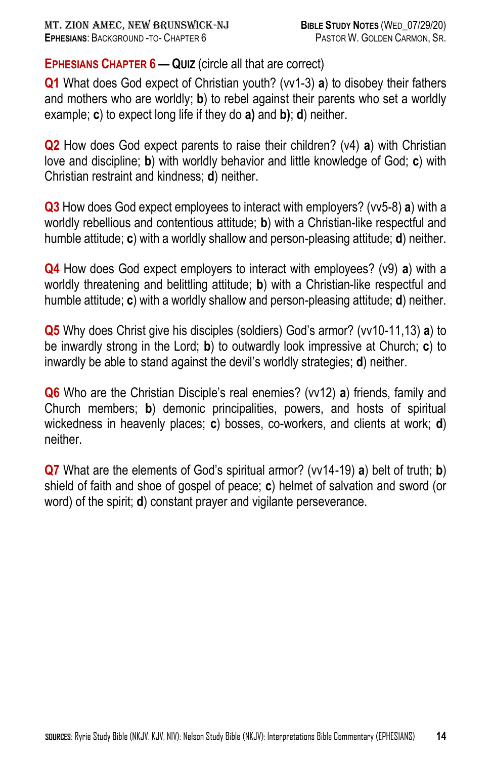## EPHESIANS CHAPTER 6 — QUIZ (circle all that are correct)

**Q1** What does God expect of Christian youth? (vv1-3) **a**) to disobey their fathers and mothers who are worldly; **b**) to rebel against their parents who set a worldly example; **c**) to expect long life if they do **a)** and **b)**; **d**) neither.

**Q2** How does God expect parents to raise their children? (v4) **a**) with Christian love and discipline; **b**) with worldly behavior and little knowledge of God; **c**) with Christian restraint and kindness; **d**) neither.

**Q3** How does God expect employees to interact with employers? (vv5-8) **a**) with a worldly rebellious and contentious attitude; **b**) with a Christian-like respectful and humble attitude; **c**) with a worldly shallow and person-pleasing attitude; **d**) neither.

**Q4** How does God expect employers to interact with employees? (v9) **a**) with a worldly threatening and belittling attitude; **b**) with a Christian-like respectful and humble attitude; **c**) with a worldly shallow and person-pleasing attitude; **d**) neither.

**Q5** Why does Christ give his disciples (soldiers) God's armor? (vv10-11,13) **a**) to be inwardly strong in the Lord; **b**) to outwardly look impressive at Church; **c**) to inwardly be able to stand against the devil's worldly strategies; **d**) neither.

**Q6** Who are the Christian Disciple's real enemies? (vv12) **a**) friends, family and Church members; **b**) demonic principalities, powers, and hosts of spiritual wickedness in heavenly places; **c**) bosses, co-workers, and clients at work; **d**) neither.

**Q7** What are the elements of God's spiritual armor? (vv14-19) **a**) belt of truth; **b**) shield of faith and shoe of gospel of peace; **c**) helmet of salvation and sword (or word) of the spirit; **d**) constant prayer and vigilante perseverance.

**SOURCES**: Ryrie Study Bible (NKJV, KJV, NIV); Nelson Study Bible (NKJV); Interpretations Bible Commentary (EPHESIANS)